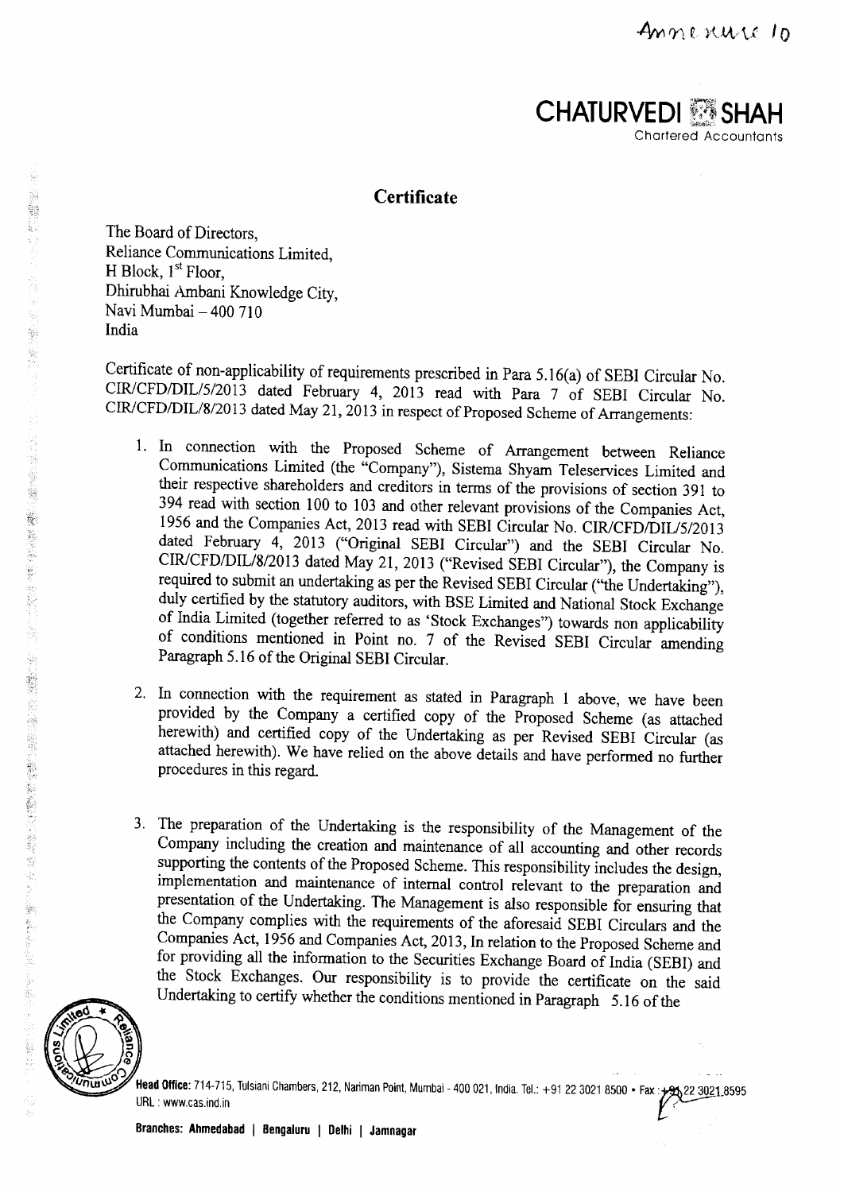Annexure 10

**CHATURVEDI SHAH**
Chartered Accountants

## Certificate

The Board of Directors,
Reliance Communications Limited,
H Block, 1st Floor,
Dhirubhai Ambani Knowledge City,
Navi Mumbai – 400 710
India

Certificate of non-applicability of requirements prescribed in Para 5.16(a) of SEBI Circular No. CIR/CFD/DIL/5/2013 dated February 4, 2013 read with Para 7 of SEBI Circular No. CIR/CFD/DIL/8/2013 dated May 21, 2013 in respect of Proposed Scheme of Arrangements:

1. In connection with the Proposed Scheme of Arrangement between Reliance Communications Limited (the "Company"), Sistema Shyam Teleservices Limited and their respective shareholders and creditors in terms of the provisions of section 391 to 394 read with section 100 to 103 and other relevant provisions of the Companies Act, 1956 and the Companies Act, 2013 read with SEBI Circular No. CIR/CFD/DIL/5/2013 dated February 4, 2013 ("Original SEBI Circular") and the SEBI Circular No. CIR/CFD/DIL/8/2013 dated May 21, 2013 ("Revised SEBI Circular"), the Company is required to submit an undertaking as per the Revised SEBI Circular ("the Undertaking"), duly certified by the statutory auditors, with BSE Limited and National Stock Exchange of India Limited (together referred to as 'Stock Exchanges") towards non applicability of conditions mentioned in Point no. 7 of the Revised SEBI Circular amending Paragraph 5.16 of the Original SEBI Circular.

2. In connection with the requirement as stated in Paragraph 1 above, we have been provided by the Company a certified copy of the Proposed Scheme (as attached herewith) and certified copy of the Undertaking as per Revised SEBI Circular (as attached herewith). We have relied on the above details and have performed no further procedures in this regard.

3. The preparation of the Undertaking is the responsibility of the Management of the Company including the creation and maintenance of all accounting and other records supporting the contents of the Proposed Scheme. This responsibility includes the design, implementation and maintenance of internal control relevant to the preparation and presentation of the Undertaking. The Management is also responsible for ensuring that the Company complies with the requirements of the aforesaid SEBI Circulars and the Companies Act, 1956 and Companies Act, 2013, In relation to the Proposed Scheme and for providing all the information to the Securities Exchange Board of India (SEBI) and the Stock Exchanges. Our responsibility is to provide the certificate on the said Undertaking to certify whether the conditions mentioned in Paragraph 5.16 of the

**Head Office:** 714-715, Tulsiani Chambers, 212, Nariman Point, Mumbai - 400 021, India. Tel.: +91 22 3021 8500 • Fax : +91 22 3021 8595
URL : www.cas.ind.in

**Branches: Ahmedabad | Bengaluru | Delhi | Jamnagar**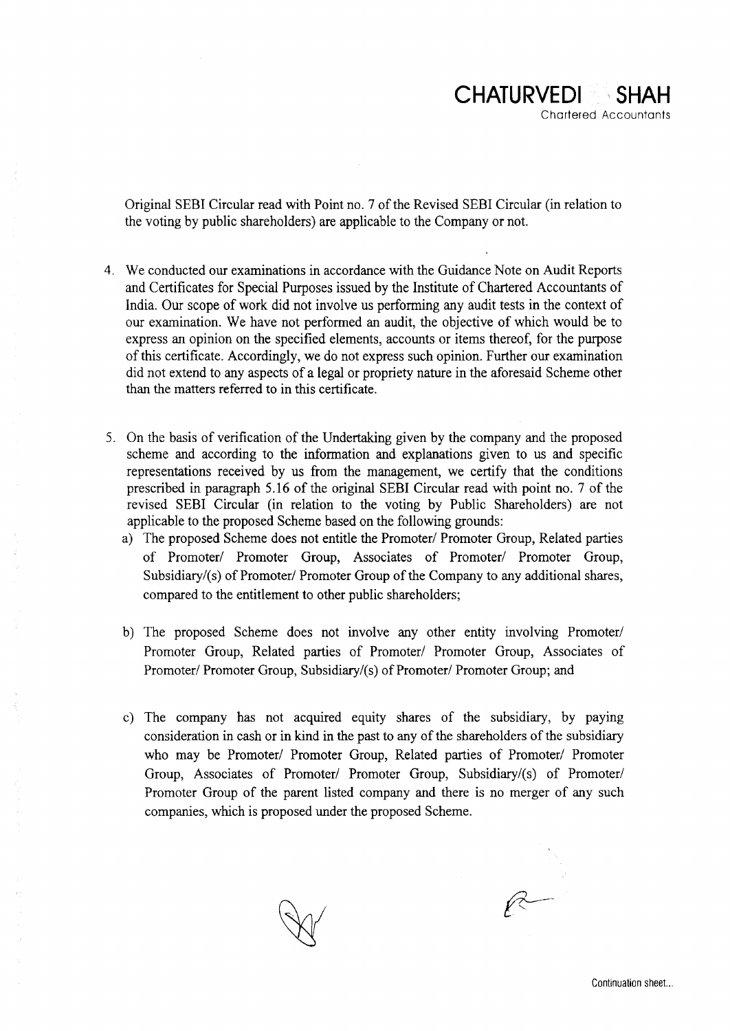Original SEBI Circular read with Point no. 7 of the Revised SEBI Circular (in relation to the voting by public shareholders) are applicable to the Company or not.

4. We conducted our examinations in accordance with the Guidance Note on Audit Reports and Certificates for Special Purposes issued by the Institute of Chartered Accountants of India. Our scope of work did not involve us performing any audit tests in the context of our examination. We have not performed an audit, the objective of which would be to express an opinion on the specified elements, accounts or items thereof, for the purpose of this certificate. Accordingly, we do not express such opinion. Further our examination did not extend to any aspects of a legal or propriety nature in the aforesaid Scheme other than the matters referred to in this certificate.

5. On the basis of verification of the Undertaking given by the company and the proposed scheme and according to the information and explanations given to us and specific representations received by us from the management, we certify that the conditions prescribed in paragraph 5.16 of the original SEBI Circular read with point no. 7 of the revised SEBI Circular (in relation to the voting by Public Shareholders) are not applicable to the proposed Scheme based on the following grounds:
   a) The proposed Scheme does not entitle the Promoter/ Promoter Group, Related parties of Promoter/ Promoter Group, Associates of Promoter/ Promoter Group, Subsidiary/(s) of Promoter/ Promoter Group of the Company to any additional shares, compared to the entitlement to other public shareholders;

   b) The proposed Scheme does not involve any other entity involving Promoter/ Promoter Group, Related parties of Promoter/ Promoter Group, Associates of Promoter/ Promoter Group, Subsidiary/(s) of Promoter/ Promoter Group; and

   c) The company has not acquired equity shares of the subsidiary, by paying consideration in cash or in kind in the past to any of the shareholders of the subsidiary who may be Promoter/ Promoter Group, Related parties of Promoter/ Promoter Group, Associates of Promoter/ Promoter Group, Subsidiary/(s) of Promoter/ Promoter Group of the parent listed company and there is no merger of any such companies, which is proposed under the proposed Scheme.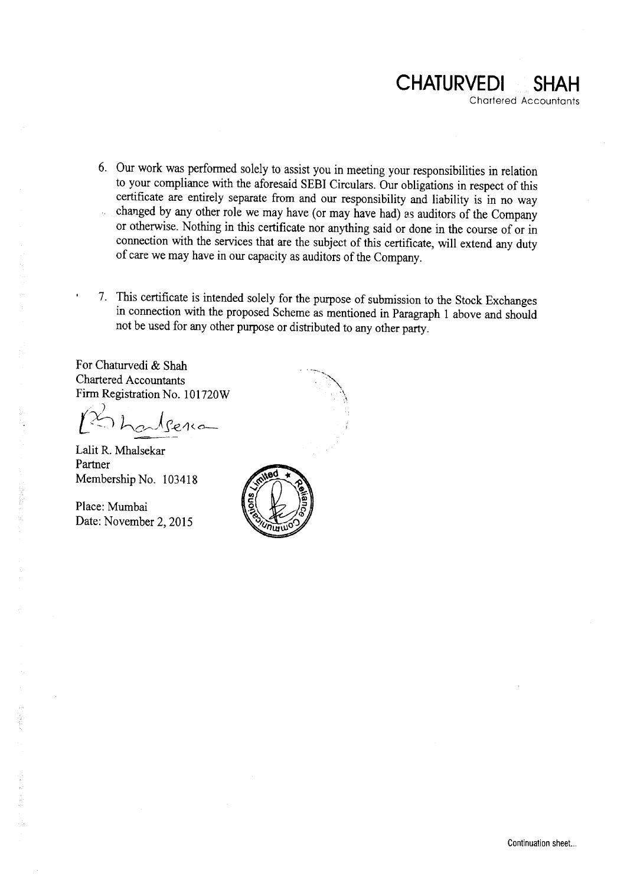6. Our work was performed solely to assist you in meeting your responsibilities in relation to your compliance with the aforesaid SEBI Circulars. Our obligations in respect of this certificate are entirely separate from and our responsibility and liability is in no way changed by any other role we may have (or may have had) as auditors of the Company or otherwise. Nothing in this certificate nor anything said or done in the course of or in connection with the services that are the subject of this certificate, will extend any duty of care we may have in our capacity as auditors of the Company.

7. This certificate is intended solely for the purpose of submission to the Stock Exchanges in connection with the proposed Scheme as mentioned in Paragraph 1 above and should not be used for any other purpose or distributed to any other party.

For Chaturvedi & Shah
Chartered Accountants
Firm Registration No. 101720W

Lalit R. Mhalsekar
Partner
Membership No. 103418

Place: Mumbai
Date: November 2, 2015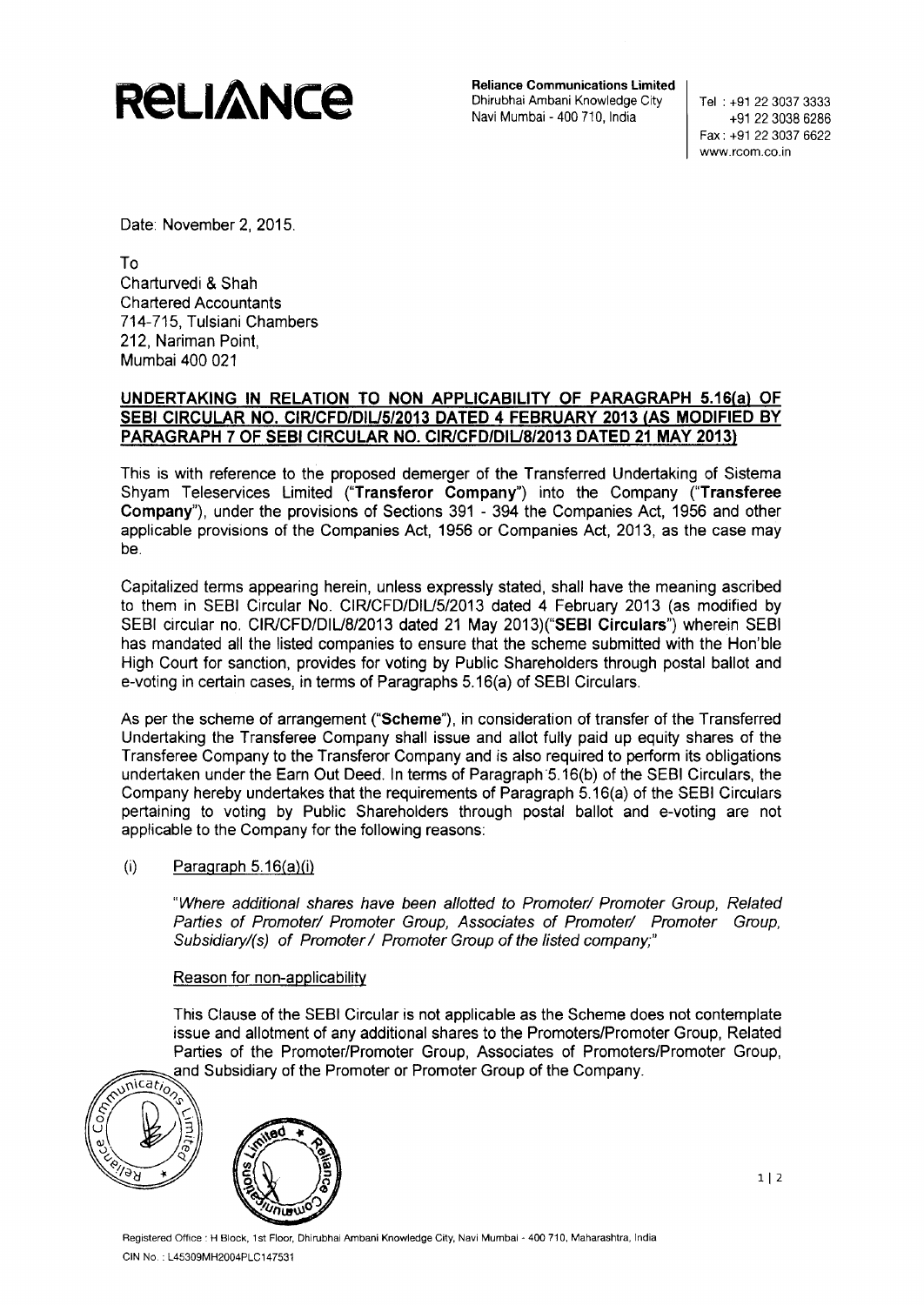**Reliance Communications Limited**
Dhirubhai Ambani Knowledge City
Navi Mumbai - 400 710, India

Tel : +91 22 3037 3333
+91 22 3038 6286
Fax : +91 22 3037 6622
www.rcom.co.in

Date: November 2, 2015.

To
Charturvedi & Shah
Chartered Accountants
714-715, Tulsiani Chambers
212, Nariman Point,
Mumbai 400 021

**UNDERTAKING IN RELATION TO NON APPLICABILITY OF PARAGRAPH 5.16(a) OF SEBI CIRCULAR NO. CIR/CFD/DIL/5/2013 DATED 4 FEBRUARY 2013 (AS MODIFIED BY PARAGRAPH 7 OF SEBI CIRCULAR NO. CIR/CFD/DIL/8/2013 DATED 21 MAY 2013)**

This is with reference to the proposed demerger of the Transferred Undertaking of Sistema Shyam Teleservices Limited ("**Transferor Company**") into the Company ("**Transferee Company**"), under the provisions of Sections 391 - 394 the Companies Act, 1956 and other applicable provisions of the Companies Act, 1956 or Companies Act, 2013, as the case may be.

Capitalized terms appearing herein, unless expressly stated, shall have the meaning ascribed to them in SEBI Circular No. CIR/CFD/DIL/5/2013 dated 4 February 2013 (as modified by SEBI circular no. CIR/CFD/DIL/8/2013 dated 21 May 2013)("**SEBI Circulars**") wherein SEBI has mandated all the listed companies to ensure that the scheme submitted with the Hon'ble High Court for sanction, provides for voting by Public Shareholders through postal ballot and e-voting in certain cases, in terms of Paragraphs 5.16(a) of SEBI Circulars.

As per the scheme of arrangement ("**Scheme**"), in consideration of transfer of the Transferred Undertaking the Transferee Company shall issue and allot fully paid up equity shares of the Transferee Company to the Transferor Company and is also required to perform its obligations undertaken under the Earn Out Deed. In terms of Paragraph 5.16(b) of the SEBI Circulars, the Company hereby undertakes that the requirements of Paragraph 5.16(a) of the SEBI Circulars pertaining to voting by Public Shareholders through postal ballot and e-voting are not applicable to the Company for the following reasons:

(i) Paragraph 5.16(a)(i)

*"Where additional shares have been allotted to Promoter/ Promoter Group, Related Parties of Promoter/ Promoter Group, Associates of Promoter/ Promoter Group, Subsidiary/(s) of Promoter / Promoter Group of the listed company;"*

Reason for non-applicability

This Clause of the SEBI Circular is not applicable as the Scheme does not contemplate issue and allotment of any additional shares to the Promoters/Promoter Group, Related Parties of the Promoter/Promoter Group, Associates of Promoters/Promoter Group, and Subsidiary of the Promoter or Promoter Group of the Company.

Registered Office : H Block, 1st Floor, Dhirubhai Ambani Knowledge City, Navi Mumbai - 400 710, Maharashtra, India
CIN No. : L45309MH2004PLC147531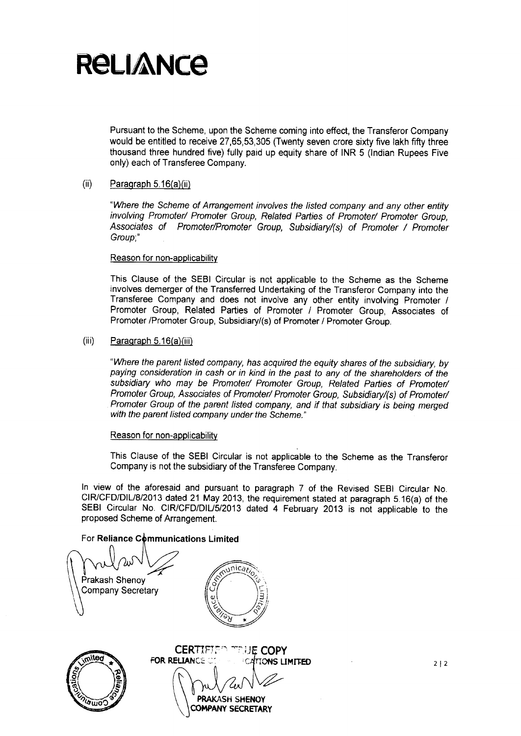# RELIANCE

Pursuant to the Scheme, upon the Scheme coming into effect, the Transferor Company would be entitled to receive 27,65,53,305 (Twenty seven crore sixty five lakh fifty three thousand three hundred five) fully paid up equity share of INR 5 (Indian Rupees Five only) each of Transferee Company.

(ii) Paragraph 5.16(a)(ii)

*"Where the Scheme of Arrangement involves the listed company and any other entity involving Promoter/ Promoter Group, Related Parties of Promoter/ Promoter Group, Associates of Promoter/Promoter Group, Subsidiary/(s) of Promoter / Promoter Group;"*

Reason for non-applicability

This Clause of the SEBI Circular is not applicable to the Scheme as the Scheme involves demerger of the Transferred Undertaking of the Transferor Company into the Transferee Company and does not involve any other entity involving Promoter / Promoter Group, Related Parties of Promoter / Promoter Group, Associates of Promoter /Promoter Group, Subsidiary/(s) of Promoter / Promoter Group.

(iii) Paragraph 5.16(a)(iii)

*"Where the parent listed company, has acquired the equity shares of the subsidiary, by paying consideration in cash or in kind in the past to any of the shareholders of the subsidiary who may be Promoter/ Promoter Group, Related Parties of Promoter/ Promoter Group, Associates of Promoter/ Promoter Group, Subsidiary/(s) of Promoter/ Promoter Group of the parent listed company, and if that subsidiary is being merged with the parent listed company under the Scheme."*

Reason for non-applicability

This Clause of the SEBI Circular is not applicable to the Scheme as the Transferor Company is not the subsidiary of the Transferee Company.

In view of the aforesaid and pursuant to paragraph 7 of the Revised SEBI Circular No. CIR/CFD/DIL/8/2013 dated 21 May 2013, the requirement stated at paragraph 5.16(a) of the SEBI Circular No. CIR/CFD/DIL/5/2013 dated 4 February 2013 is not applicable to the proposed Scheme of Arrangement.

For **Reliance Communications Limited**

Prakash Shenoy
Company Secretary

**CERTIFIED TRUE COPY**
**FOR RELIANCE COMMUNICATIONS LIMITED**

**PRAKASH SHENOY**
**COMPANY SECRETARY**